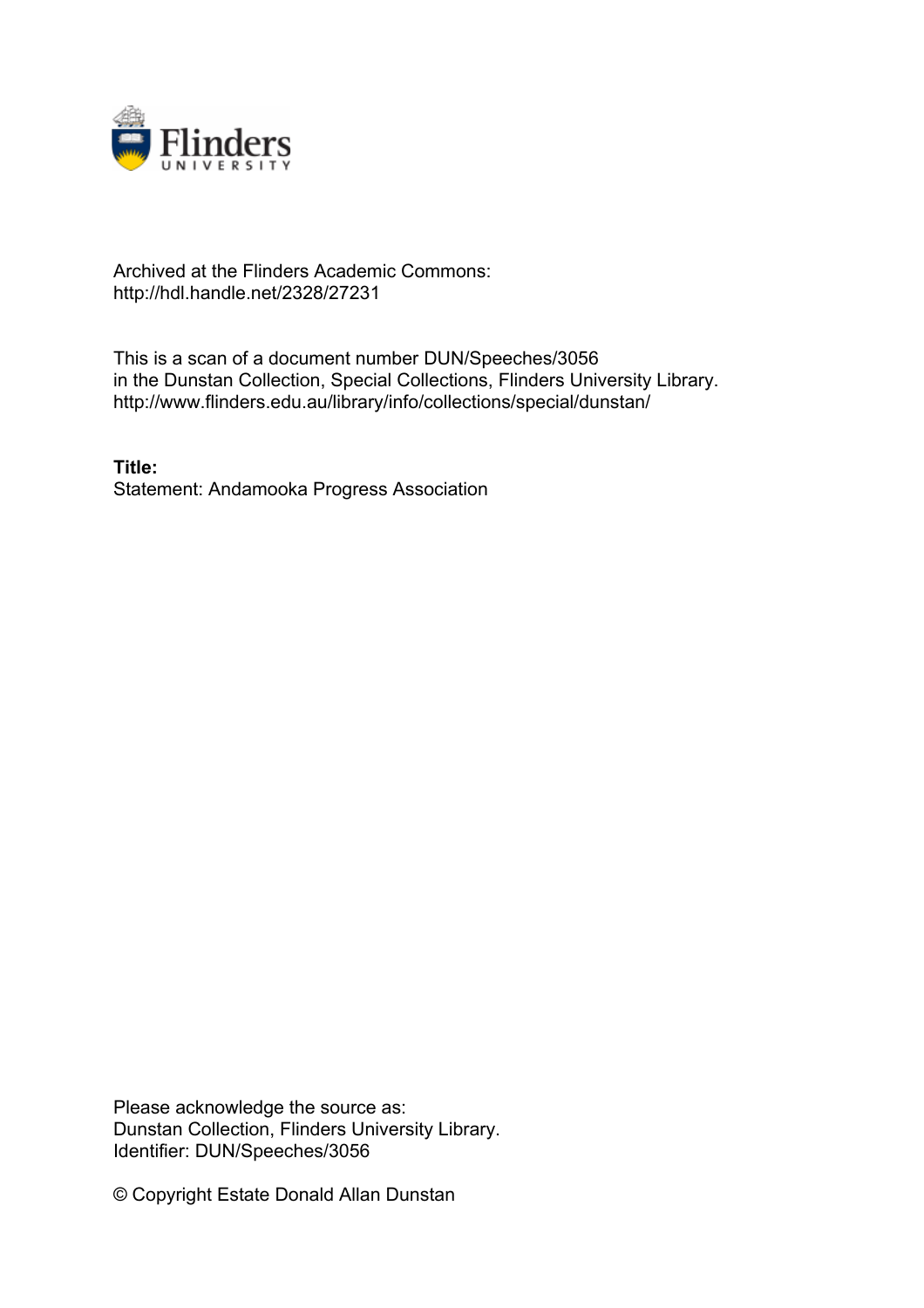Archived at the Flinders Academic Commons:
http://hdl.handle.net/2328/27231

This is a scan of a document number DUN/Speeches/3056
in the Dunstan Collection, Special Collections, Flinders University Library.
http://www.flinders.edu.au/library/info/collections/special/dunstan/

**Title:**
Statement: Andamooka Progress Association

Please acknowledge the source as:
Dunstan Collection, Flinders University Library.
Identifier: DUN/Speeches/3056

© Copyright Estate Donald Allan Dunstan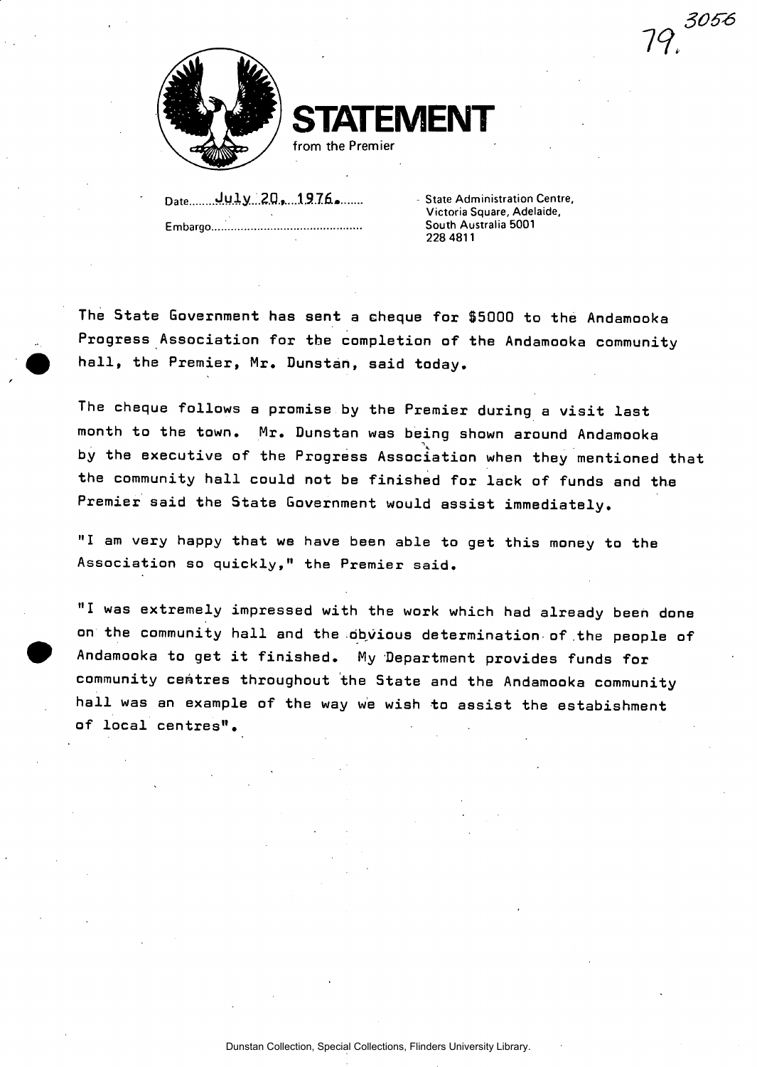# STATEMENT

from the Premier

Date July 20, 1976.

Embargo

State Administration Centre,
Victoria Square, Adelaide,
South Australia 5001
228 4811

The State Government has sent a cheque for $5000 to the Andamooka Progress Association for the completion of the Andamooka community hall, the Premier, Mr. Dunstan, said today.

The cheque follows a promise by the Premier during a visit last month to the town. Mr. Dunstan was being shown around Andamooka by the executive of the Progress Association when they mentioned that the community hall could not be finished for lack of funds and the Premier said the State Government would assist immediately.

"I am very happy that we have been able to get this money to the Association so quickly," the Premier said.

"I was extremely impressed with the work which had already been done on the community hall and the obvious determination of the people of Andamooka to get it finished. My Department provides funds for community centres throughout the State and the Andamooka community hall was an example of the way we wish to assist the estabishment of local centres".

Dunstan Collection, Special Collections, Flinders University Library.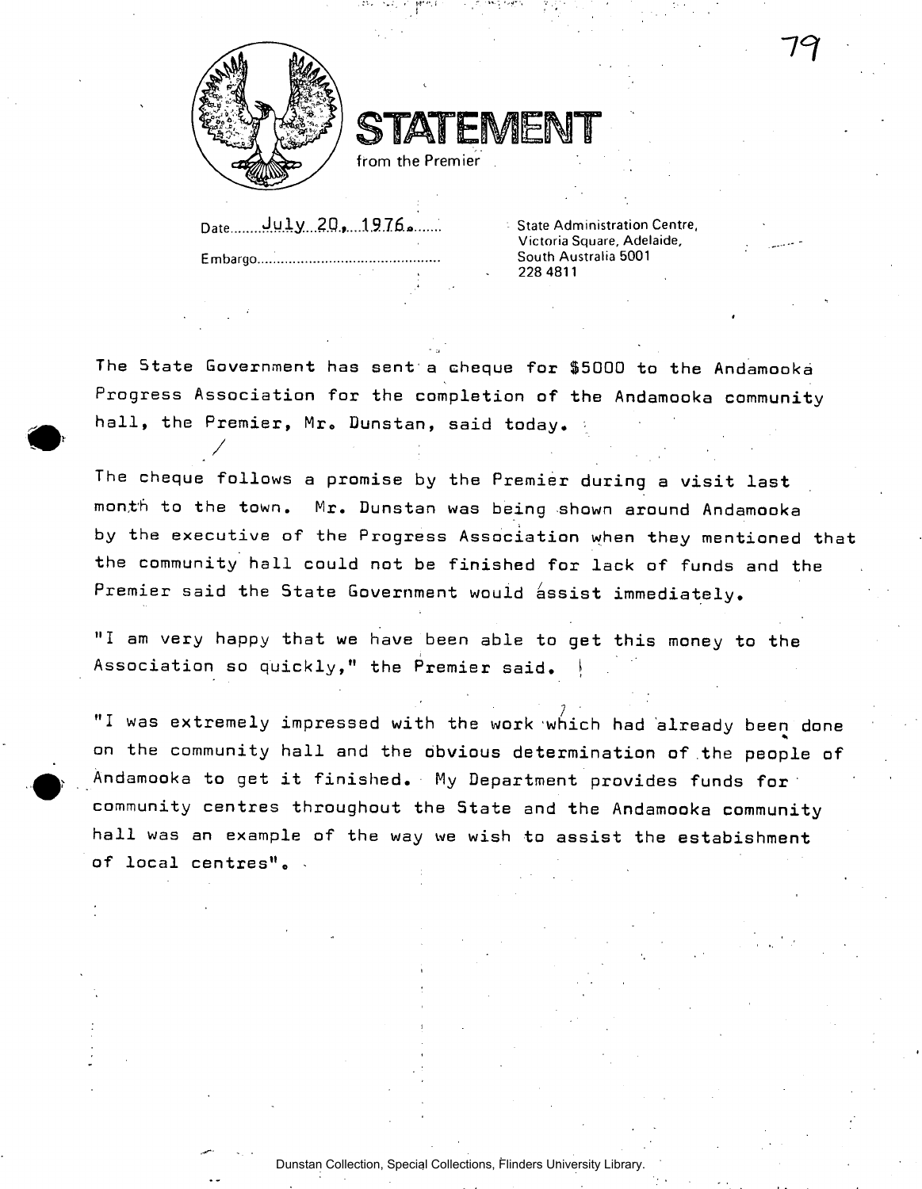# STATEMENT

from the Premier

Date July 20, 1976.

Embargo

State Administration Centre,
Victoria Square, Adelaide,
South Australia 5001
228 4811

The State Government has sent a cheque for $5000 to the Andamooka Progress Association for the completion of the Andamooka community hall, the Premier, Mr. Dunstan, said today.

The cheque follows a promise by the Premier during a visit last month to the town. Mr. Dunstan was being shown around Andamooka by the executive of the Progress Association when they mentioned that the community hall could not be finished for lack of funds and the Premier said the State Government would assist immediately.

"I am very happy that we have been able to get this money to the Association so quickly," the Premier said.

"I was extremely impressed with the work which had already been done on the community hall and the obvious determination of the people of Andamooka to get it finished. My Department provides funds for community centres throughout the State and the Andamooka community hall was an example of the way we wish to assist the estabishment of local centres".

Dunstan Collection, Special Collections, Flinders University Library.